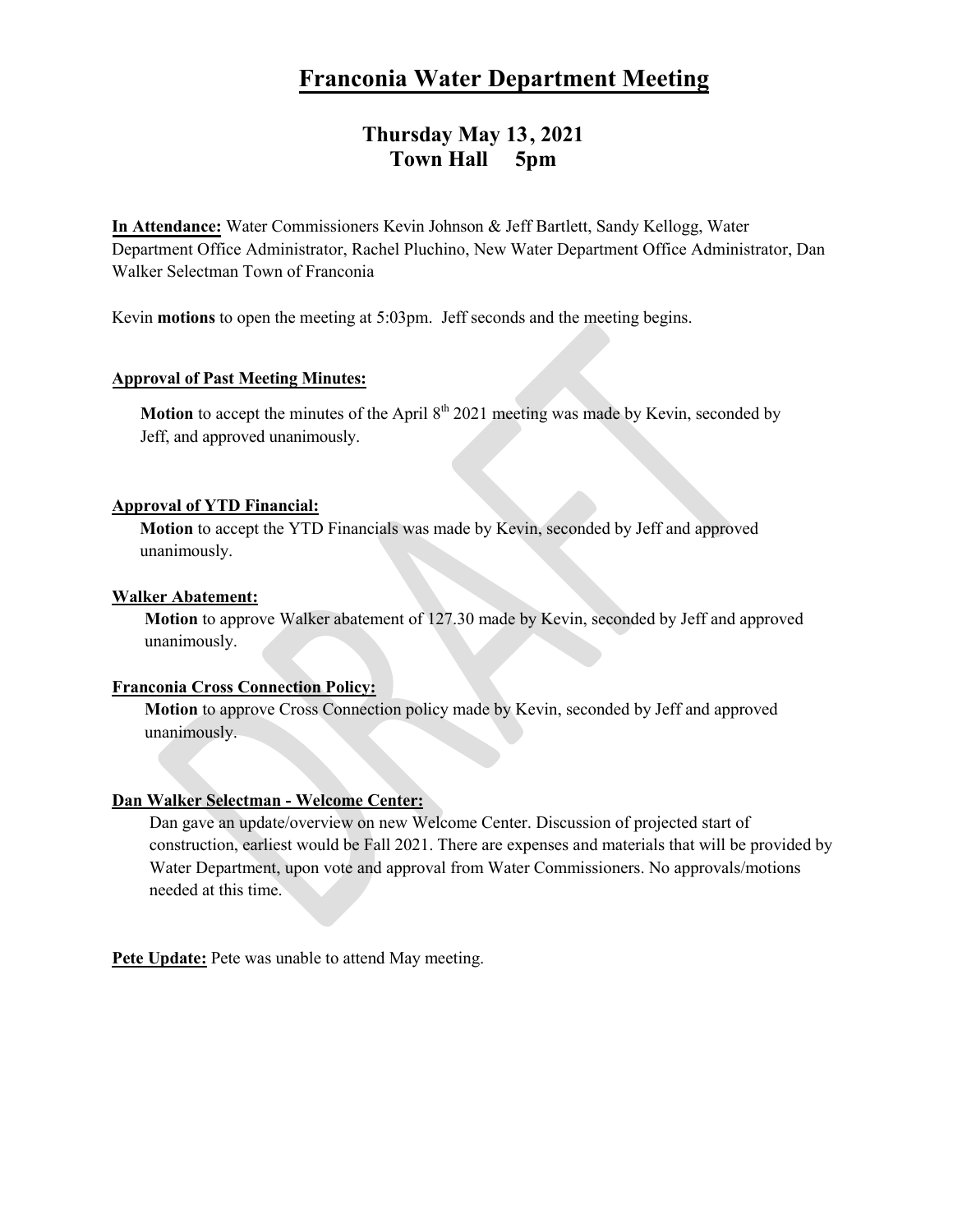# Franconia Water Department Meeting

## Thursday May 13, 2021
## Town Hall 5pm

**In Attendance:** Water Commissioners Kevin Johnson & Jeff Bartlett, Sandy Kellogg, Water Department Office Administrator, Rachel Pluchino, New Water Department Office Administrator, Dan Walker Selectman Town of Franconia

Kevin **motions** to open the meeting at 5:03pm. Jeff seconds and the meeting begins.

**Approval of Past Meeting Minutes:**

**Motion** to accept the minutes of the April 8th 2021 meeting was made by Kevin, seconded by Jeff, and approved unanimously.

**Approval of YTD Financial:**

**Motion** to accept the YTD Financials was made by Kevin, seconded by Jeff and approved unanimously.

**Walker Abatement:**

**Motion** to approve Walker abatement of 127.30 made by Kevin, seconded by Jeff and approved unanimously.

**Franconia Cross Connection Policy:**

**Motion** to approve Cross Connection policy made by Kevin, seconded by Jeff and approved unanimously.

**Dan Walker Selectman - Welcome Center:**

Dan gave an update/overview on new Welcome Center. Discussion of projected start of construction, earliest would be Fall 2021. There are expenses and materials that will be provided by Water Department, upon vote and approval from Water Commissioners. No approvals/motions needed at this time.

**Pete Update:** Pete was unable to attend May meeting.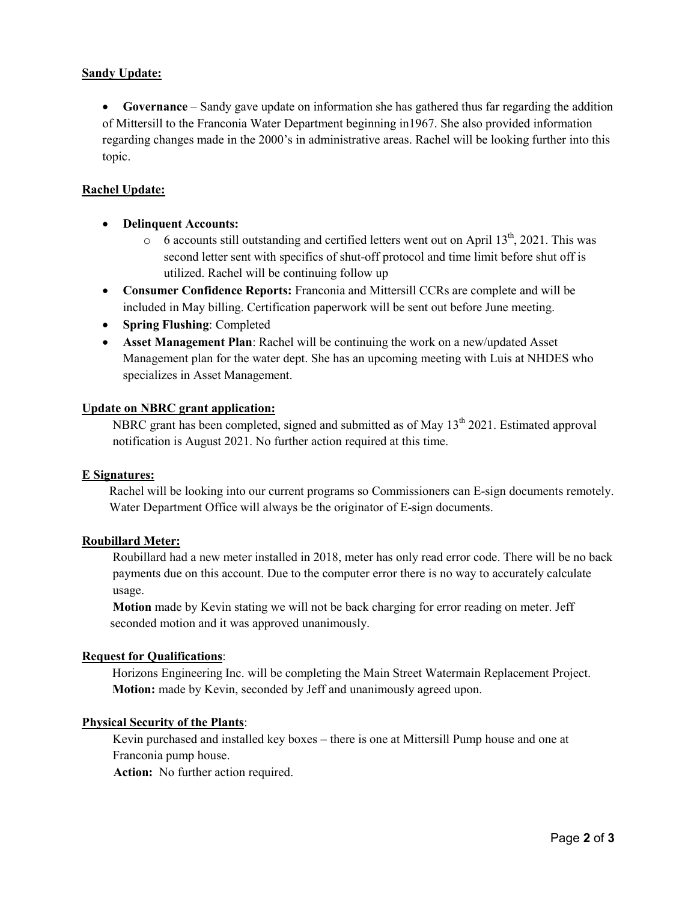**Sandy Update:**

- **Governance** – Sandy gave update on information she has gathered thus far regarding the addition of Mittersill to the Franconia Water Department beginning in1967. She also provided information regarding changes made in the 2000's in administrative areas. Rachel will be looking further into this topic.

**Rachel Update:**

- **Delinquent Accounts:**
  - 6 accounts still outstanding and certified letters went out on April 13th, 2021. This was second letter sent with specifics of shut-off protocol and time limit before shut off is utilized. Rachel will be continuing follow up
- **Consumer Confidence Reports:** Franconia and Mittersill CCRs are complete and will be included in May billing. Certification paperwork will be sent out before June meeting.
- **Spring Flushing**: Completed
- **Asset Management Plan**: Rachel will be continuing the work on a new/updated Asset Management plan for the water dept. She has an upcoming meeting with Luis at NHDES who specializes in Asset Management.

**Update on NBRC grant application:**

NBRC grant has been completed, signed and submitted as of May 13th 2021. Estimated approval notification is August 2021. No further action required at this time.

**E Signatures:**

Rachel will be looking into our current programs so Commissioners can E-sign documents remotely. Water Department Office will always be the originator of E-sign documents.

**Roubillard Meter:**

Roubillard had a new meter installed in 2018, meter has only read error code. There will be no back payments due on this account. Due to the computer error there is no way to accurately calculate usage.

**Motion** made by Kevin stating we will not be back charging for error reading on meter. Jeff seconded motion and it was approved unanimously.

**Request for Qualifications**:

Horizons Engineering Inc. will be completing the Main Street Watermain Replacement Project.
**Motion:** made by Kevin, seconded by Jeff and unanimously agreed upon.

**Physical Security of the Plants**:

Kevin purchased and installed key boxes – there is one at Mittersill Pump house and one at Franconia pump house.
**Action:** No further action required.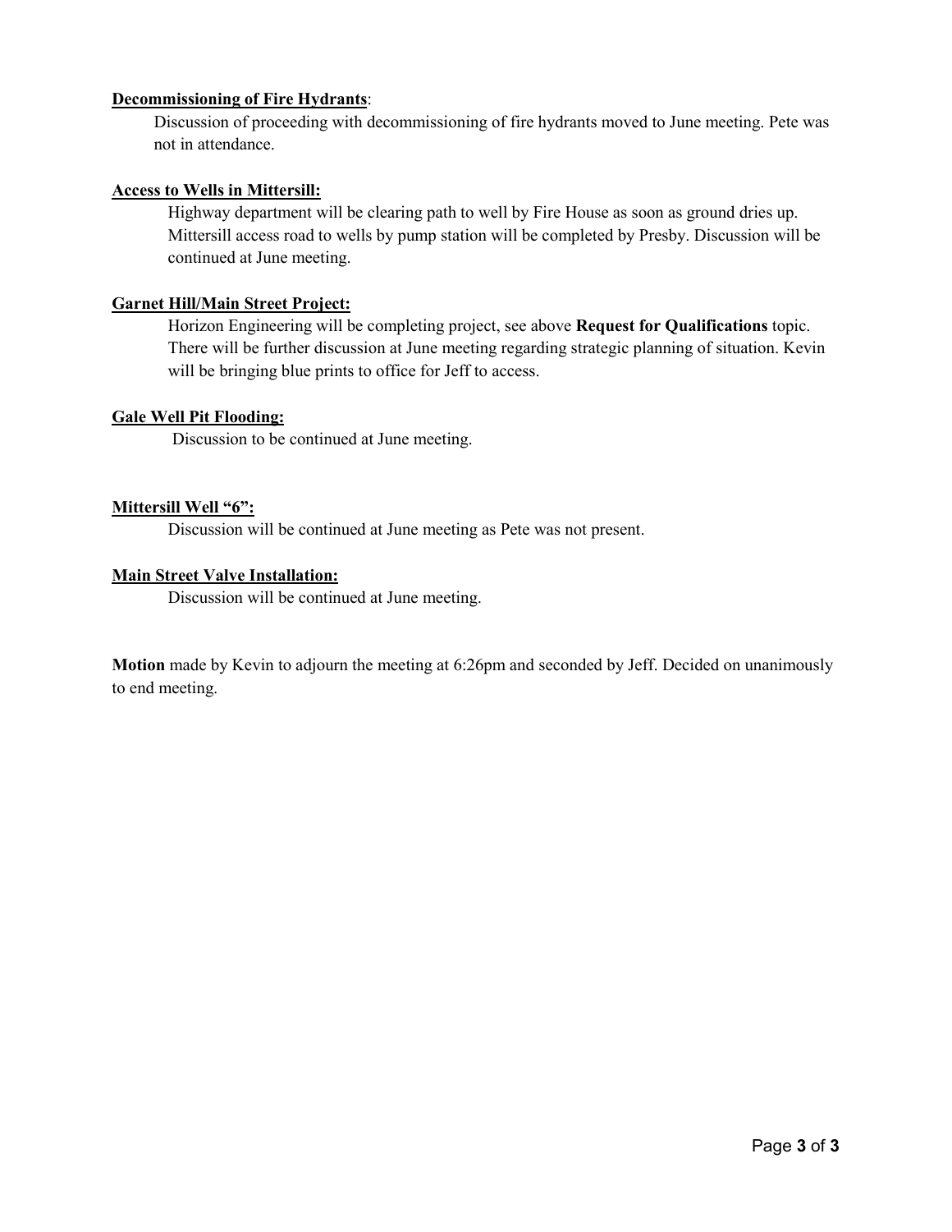**Decommissioning of Fire Hydrants**:

Discussion of proceeding with decommissioning of fire hydrants moved to June meeting. Pete was not in attendance.

**Access to Wells in Mittersill:**

Highway department will be clearing path to well by Fire House as soon as ground dries up. Mittersill access road to wells by pump station will be completed by Presby. Discussion will be continued at June meeting.

**Garnet Hill/Main Street Project:**

Horizon Engineering will be completing project, see above **Request for Qualifications** topic. There will be further discussion at June meeting regarding strategic planning of situation. Kevin will be bringing blue prints to office for Jeff to access.

**Gale Well Pit Flooding:**

Discussion to be continued at June meeting.

**Mittersill Well "6":**

Discussion will be continued at June meeting as Pete was not present.

**Main Street Valve Installation:**

Discussion will be continued at June meeting.

**Motion** made by Kevin to adjourn the meeting at 6:26pm and seconded by Jeff. Decided on unanimously to end meeting.